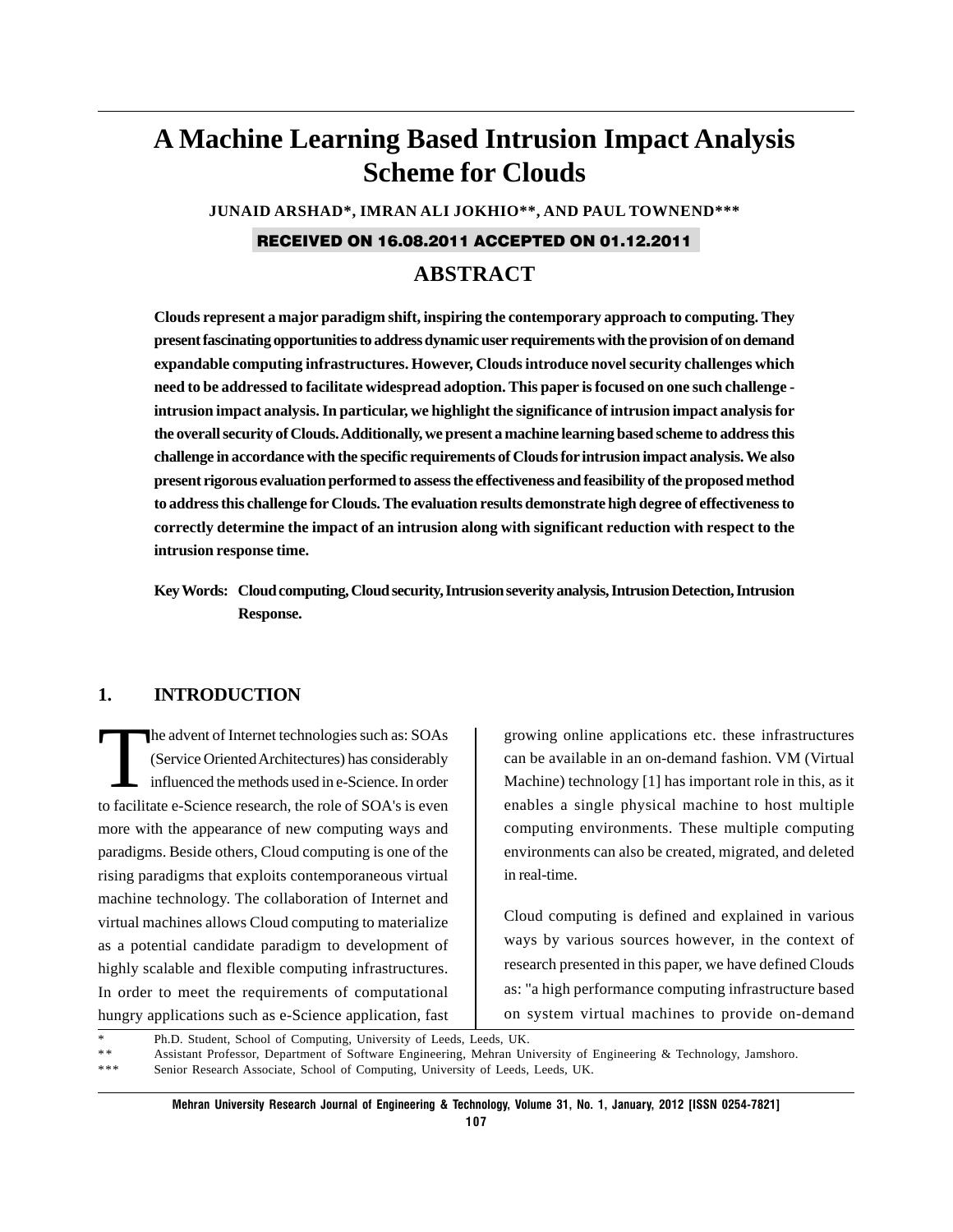# A Machine Learning Based Intrusion Impact Analysis Scheme for Clouds

**JUNAID ARSHAD\*, IMRAN ALI JOKHIO\*\*, AND PAUL TOWNEND\*\*\***

**RECEIVED ON 16.08.2011 ACCEPTED ON 01.12.2011**

## ABSTRACT

**Clouds represent a major paradigm shift, inspiring the contemporary approach to computing. They present fascinating opportunities to address dynamic user requirements with the provision of on demand expandable computing infrastructures. However, Clouds introduce novel security challenges which need to be addressed to facilitate widespread adoption. This paper is focused on one such challenge - intrusion impact analysis. In particular, we highlight the significance of intrusion impact analysis for the overall security of Clouds. Additionally, we present a machine learning based scheme to address this challenge in accordance with the specific requirements of Clouds for intrusion impact analysis. We also present rigorous evaluation performed to assess the effectiveness and feasibility of the proposed method to address this challenge for Clouds. The evaluation results demonstrate high degree of effectiveness to correctly determine the impact of an intrusion along with significant reduction with respect to the intrusion response time.**

**Key Words: Cloud computing, Cloud security, Intrusion severity analysis, Intrusion Detection, Intrusion Response.**

## 1. INTRODUCTION

The advent of Internet technologies such as: SOAs (Service Oriented Architectures) has considerably influenced the methods used in e-Science. In order to facilitate e-Science research, the role of SOA's is even more with the appearance of new computing ways and paradigms. Beside others, Cloud computing is one of the rising paradigms that exploits contemporaneous virtual machine technology. The collaboration of Internet and virtual machines allows Cloud computing to materialize as a potential candidate paradigm to development of highly scalable and flexible computing infrastructures. In order to meet the requirements of computational hungry applications such as e-Science application, fast growing online applications etc. these infrastructures can be available in an on-demand fashion. VM (Virtual Machine) technology [1] has important role in this, as it enables a single physical machine to host multiple computing environments. These multiple computing environments can also be created, migrated, and deleted in real-time.

Cloud computing is defined and explained in various ways by various sources however, in the context of research presented in this paper, we have defined Clouds as: "a high performance computing infrastructure based on system virtual machines to provide on-demand

\* Ph.D. Student, School of Computing, University of Leeds, Leeds, UK.
\*\* Assistant Professor, Department of Software Engineering, Mehran University of Engineering & Technology, Jamshoro.
\*\*\* Senior Research Associate, School of Computing, University of Leeds, Leeds, UK.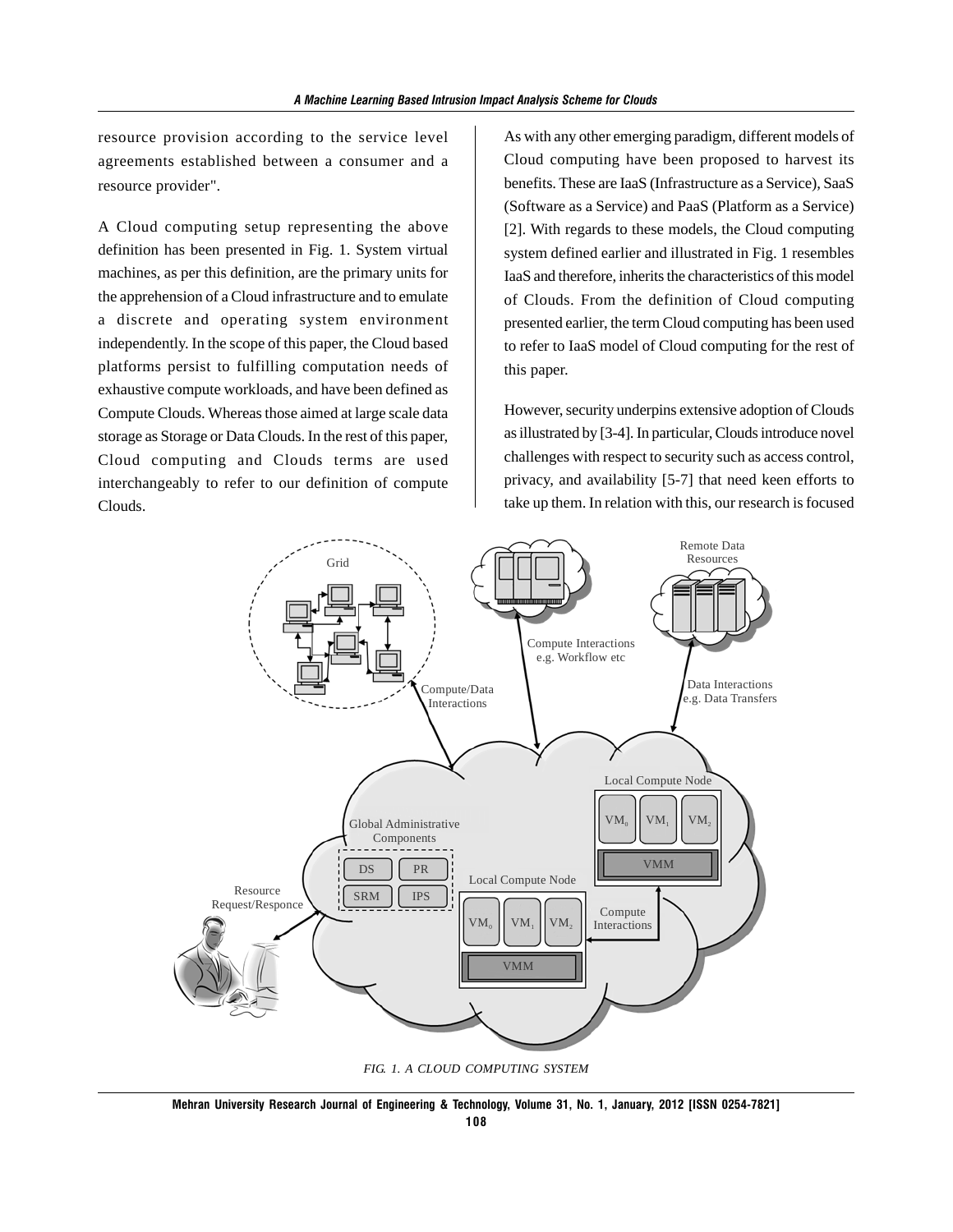resource provision according to the service level agreements established between a consumer and a resource provider".

A Cloud computing setup representing the above definition has been presented in Fig. 1. System virtual machines, as per this definition, are the primary units for the apprehension of a Cloud infrastructure and to emulate a discrete and operating system environment independently. In the scope of this paper, the Cloud based platforms persist to fulfilling computation needs of exhaustive compute workloads, and have been defined as Compute Clouds. Whereas those aimed at large scale data storage as Storage or Data Clouds. In the rest of this paper, Cloud computing and Clouds terms are used interchangeably to refer to our definition of compute Clouds.

As with any other emerging paradigm, different models of Cloud computing have been proposed to harvest its benefits. These are IaaS (Infrastructure as a Service), SaaS (Software as a Service) and PaaS (Platform as a Service) [2]. With regards to these models, the Cloud computing system defined earlier and illustrated in Fig. 1 resembles IaaS and therefore, inherits the characteristics of this model of Clouds. From the definition of Cloud computing presented earlier, the term Cloud computing has been used to refer to IaaS model of Cloud computing for the rest of this paper.

However, security underpins extensive adoption of Clouds as illustrated by [3-4]. In particular, Clouds introduce novel challenges with respect to security such as access control, privacy, and availability [5-7] that need keen efforts to take up them. In relation with this, our research is focused

FIG. 1. A CLOUD COMPUTING SYSTEM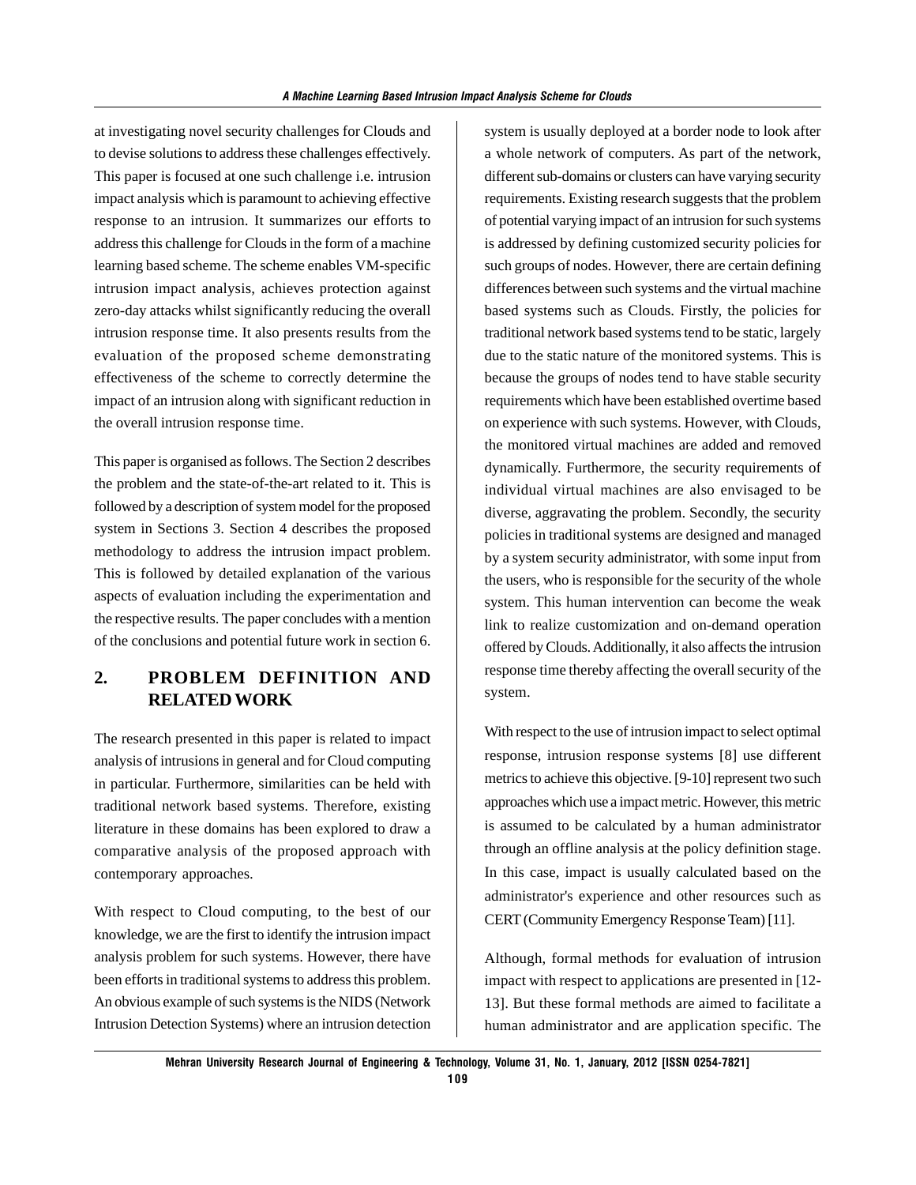at investigating novel security challenges for Clouds and to devise solutions to address these challenges effectively. This paper is focused at one such challenge i.e. intrusion impact analysis which is paramount to achieving effective response to an intrusion. It summarizes our efforts to address this challenge for Clouds in the form of a machine learning based scheme. The scheme enables VM-specific intrusion impact analysis, achieves protection against zero-day attacks whilst significantly reducing the overall intrusion response time. It also presents results from the evaluation of the proposed scheme demonstrating effectiveness of the scheme to correctly determine the impact of an intrusion along with significant reduction in the overall intrusion response time.

This paper is organised as follows. The Section 2 describes the problem and the state-of-the-art related to it. This is followed by a description of system model for the proposed system in Sections 3. Section 4 describes the proposed methodology to address the intrusion impact problem. This is followed by detailed explanation of the various aspects of evaluation including the experimentation and the respective results. The paper concludes with a mention of the conclusions and potential future work in section 6.

## 2. PROBLEM DEFINITION AND RELATED WORK

The research presented in this paper is related to impact analysis of intrusions in general and for Cloud computing in particular. Furthermore, similarities can be held with traditional network based systems. Therefore, existing literature in these domains has been explored to draw a comparative analysis of the proposed approach with contemporary approaches.

With respect to Cloud computing, to the best of our knowledge, we are the first to identify the intrusion impact analysis problem for such systems. However, there have been efforts in traditional systems to address this problem. An obvious example of such systems is the NIDS (Network Intrusion Detection Systems) where an intrusion detection system is usually deployed at a border node to look after a whole network of computers. As part of the network, different sub-domains or clusters can have varying security requirements. Existing research suggests that the problem of potential varying impact of an intrusion for such systems is addressed by defining customized security policies for such groups of nodes. However, there are certain defining differences between such systems and the virtual machine based systems such as Clouds. Firstly, the policies for traditional network based systems tend to be static, largely due to the static nature of the monitored systems. This is because the groups of nodes tend to have stable security requirements which have been established overtime based on experience with such systems. However, with Clouds, the monitored virtual machines are added and removed dynamically. Furthermore, the security requirements of individual virtual machines are also envisaged to be diverse, aggravating the problem. Secondly, the security policies in traditional systems are designed and managed by a system security administrator, with some input from the users, who is responsible for the security of the whole system. This human intervention can become the weak link to realize customization and on-demand operation offered by Clouds. Additionally, it also affects the intrusion response time thereby affecting the overall security of the system.

With respect to the use of intrusion impact to select optimal response, intrusion response systems [8] use different metrics to achieve this objective. [9-10] represent two such approaches which use a impact metric. However, this metric is assumed to be calculated by a human administrator through an offline analysis at the policy definition stage. In this case, impact is usually calculated based on the administrator's experience and other resources such as CERT (Community Emergency Response Team) [11].

Although, formal methods for evaluation of intrusion impact with respect to applications are presented in [12-13]. But these formal methods are aimed to facilitate a human administrator and are application specific. The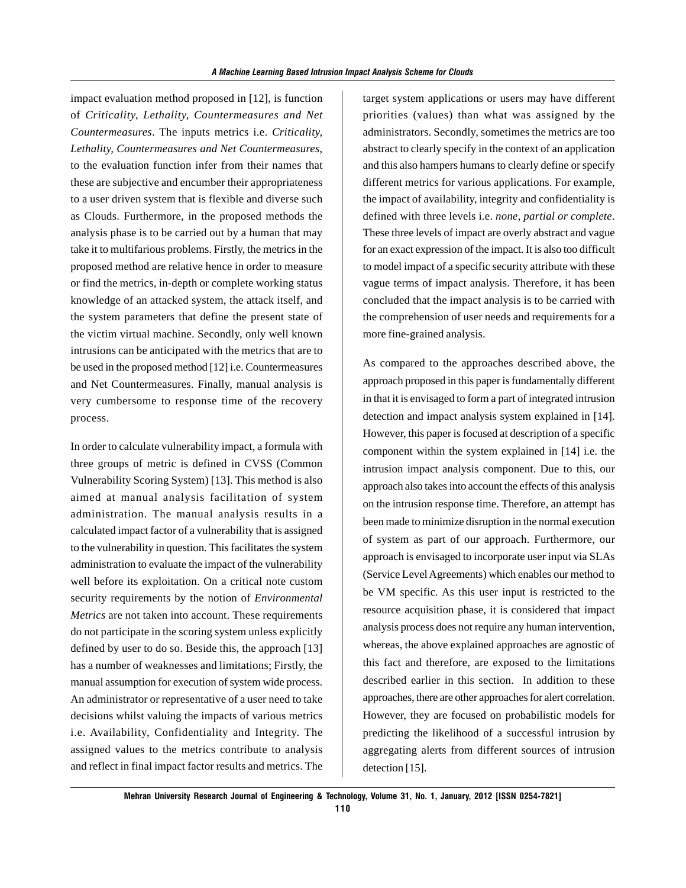impact evaluation method proposed in [12], is function of *Criticality, Lethality, Countermeasures and Net Countermeasures*. The inputs metrics i.e. *Criticality, Lethality, Countermeasures and Net Countermeasures,* to the evaluation function infer from their names that these are subjective and encumber their appropriateness to a user driven system that is flexible and diverse such as Clouds. Furthermore, in the proposed methods the analysis phase is to be carried out by a human that may take it to multifarious problems. Firstly, the metrics in the proposed method are relative hence in order to measure or find the metrics, in-depth or complete working status knowledge of an attacked system, the attack itself, and the system parameters that define the present state of the victim virtual machine. Secondly, only well known intrusions can be anticipated with the metrics that are to be used in the proposed method [12] i.e. Countermeasures and Net Countermeasures. Finally, manual analysis is very cumbersome to response time of the recovery process.

In order to calculate vulnerability impact, a formula with three groups of metric is defined in CVSS (Common Vulnerability Scoring System) [13]. This method is also aimed at manual analysis facilitation of system administration. The manual analysis results in a calculated impact factor of a vulnerability that is assigned to the vulnerability in question. This facilitates the system administration to evaluate the impact of the vulnerability well before its exploitation. On a critical note custom security requirements by the notion of *Environmental Metrics* are not taken into account. These requirements do not participate in the scoring system unless explicitly defined by user to do so. Beside this, the approach [13] has a number of weaknesses and limitations; Firstly, the manual assumption for execution of system wide process. An administrator or representative of a user need to take decisions whilst valuing the impacts of various metrics i.e. Availability, Confidentiality and Integrity. The assigned values to the metrics contribute to analysis and reflect in final impact factor results and metrics. The target system applications or users may have different priorities (values) than what was assigned by the administrators. Secondly, sometimes the metrics are too abstract to clearly specify in the context of an application and this also hampers humans to clearly define or specify different metrics for various applications. For example, the impact of availability, integrity and confidentiality is defined with three levels i.e. *none, partial or complete*. These three levels of impact are overly abstract and vague for an exact expression of the impact. It is also too difficult to model impact of a specific security attribute with these vague terms of impact analysis. Therefore, it has been concluded that the impact analysis is to be carried with the comprehension of user needs and requirements for a more fine-grained analysis.

As compared to the approaches described above, the approach proposed in this paper is fundamentally different in that it is envisaged to form a part of integrated intrusion detection and impact analysis system explained in [14]. However, this paper is focused at description of a specific component within the system explained in [14] i.e. the intrusion impact analysis component. Due to this, our approach also takes into account the effects of this analysis on the intrusion response time. Therefore, an attempt has been made to minimize disruption in the normal execution of system as part of our approach. Furthermore, our approach is envisaged to incorporate user input via SLAs (Service Level Agreements) which enables our method to be VM specific. As this user input is restricted to the resource acquisition phase, it is considered that impact analysis process does not require any human intervention, whereas, the above explained approaches are agnostic of this fact and therefore, are exposed to the limitations described earlier in this section. In addition to these approaches, there are other approaches for alert correlation. However, they are focused on probabilistic models for predicting the likelihood of a successful intrusion by aggregating alerts from different sources of intrusion detection [15].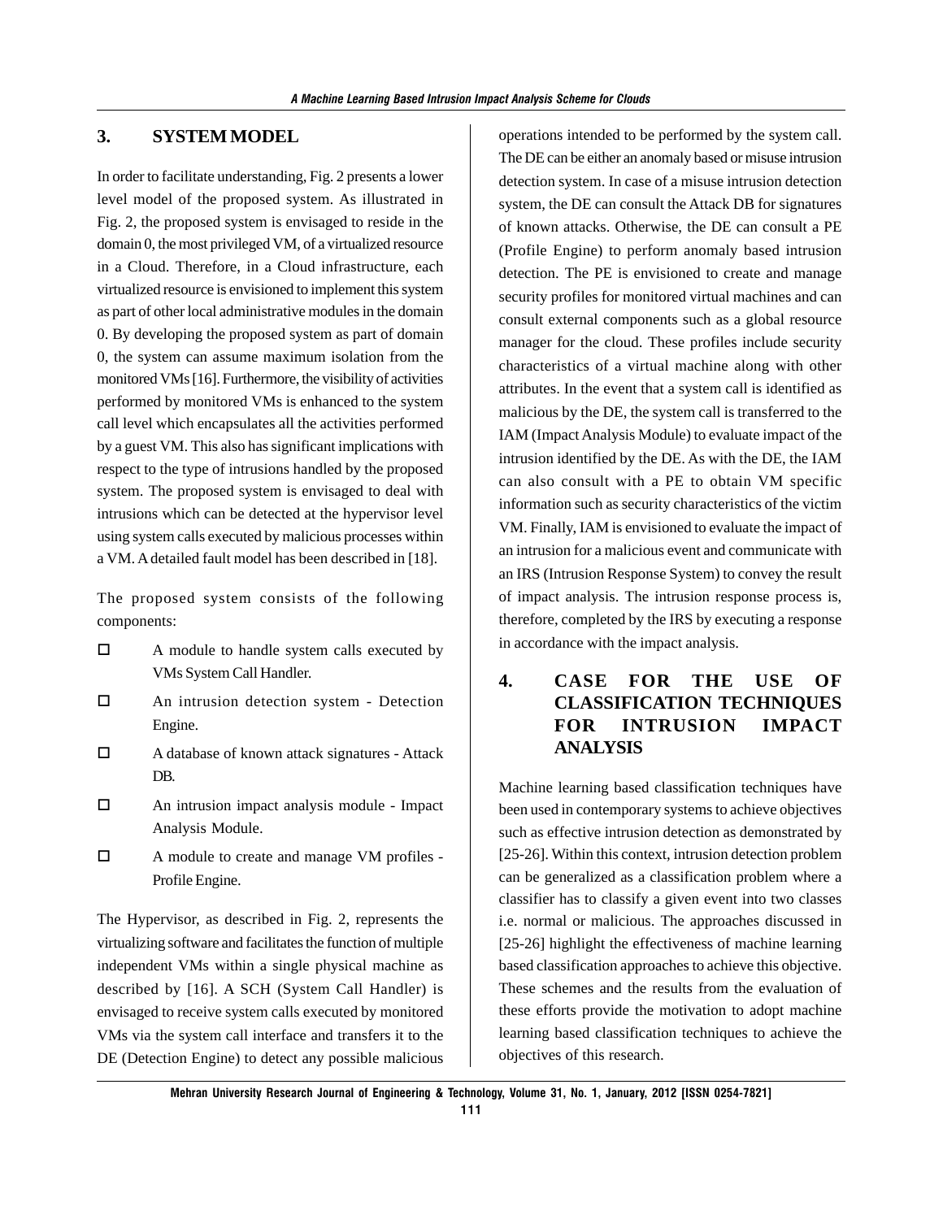## 3. SYSTEM MODEL

In order to facilitate understanding, Fig. 2 presents a lower level model of the proposed system. As illustrated in Fig. 2, the proposed system is envisaged to reside in the domain 0, the most privileged VM, of a virtualized resource in a Cloud. Therefore, in a Cloud infrastructure, each virtualized resource is envisioned to implement this system as part of other local administrative modules in the domain 0. By developing the proposed system as part of domain 0, the system can assume maximum isolation from the monitored VMs [16]. Furthermore, the visibility of activities performed by monitored VMs is enhanced to the system call level which encapsulates all the activities performed by a guest VM. This also has significant implications with respect to the type of intrusions handled by the proposed system. The proposed system is envisaged to deal with intrusions which can be detected at the hypervisor level using system calls executed by malicious processes within a VM. A detailed fault model has been described in [18].

The proposed system consists of the following components:

- A module to handle system calls executed by VMs System Call Handler.
- An intrusion detection system - Detection Engine.
- A database of known attack signatures - Attack DB.
- An intrusion impact analysis module - Impact Analysis Module.
- A module to create and manage VM profiles - Profile Engine.

The Hypervisor, as described in Fig. 2, represents the virtualizing software and facilitates the function of multiple independent VMs within a single physical machine as described by [16]. A SCH (System Call Handler) is envisaged to receive system calls executed by monitored VMs via the system call interface and transfers it to the DE (Detection Engine) to detect any possible malicious operations intended to be performed by the system call. The DE can be either an anomaly based or misuse intrusion detection system. In case of a misuse intrusion detection system, the DE can consult the Attack DB for signatures of known attacks. Otherwise, the DE can consult a PE (Profile Engine) to perform anomaly based intrusion detection. The PE is envisioned to create and manage security profiles for monitored virtual machines and can consult external components such as a global resource manager for the cloud. These profiles include security characteristics of a virtual machine along with other attributes. In the event that a system call is identified as malicious by the DE, the system call is transferred to the IAM (Impact Analysis Module) to evaluate impact of the intrusion identified by the DE. As with the DE, the IAM can also consult with a PE to obtain VM specific information such as security characteristics of the victim VM. Finally, IAM is envisioned to evaluate the impact of an intrusion for a malicious event and communicate with an IRS (Intrusion Response System) to convey the result of impact analysis. The intrusion response process is, therefore, completed by the IRS by executing a response in accordance with the impact analysis.

## 4. CASE FOR THE USE OF CLASSIFICATION TECHNIQUES FOR INTRUSION IMPACT ANALYSIS

Machine learning based classification techniques have been used in contemporary systems to achieve objectives such as effective intrusion detection as demonstrated by [25-26]. Within this context, intrusion detection problem can be generalized as a classification problem where a classifier has to classify a given event into two classes i.e. normal or malicious. The approaches discussed in [25-26] highlight the effectiveness of machine learning based classification approaches to achieve this objective. These schemes and the results from the evaluation of these efforts provide the motivation to adopt machine learning based classification techniques to achieve the objectives of this research.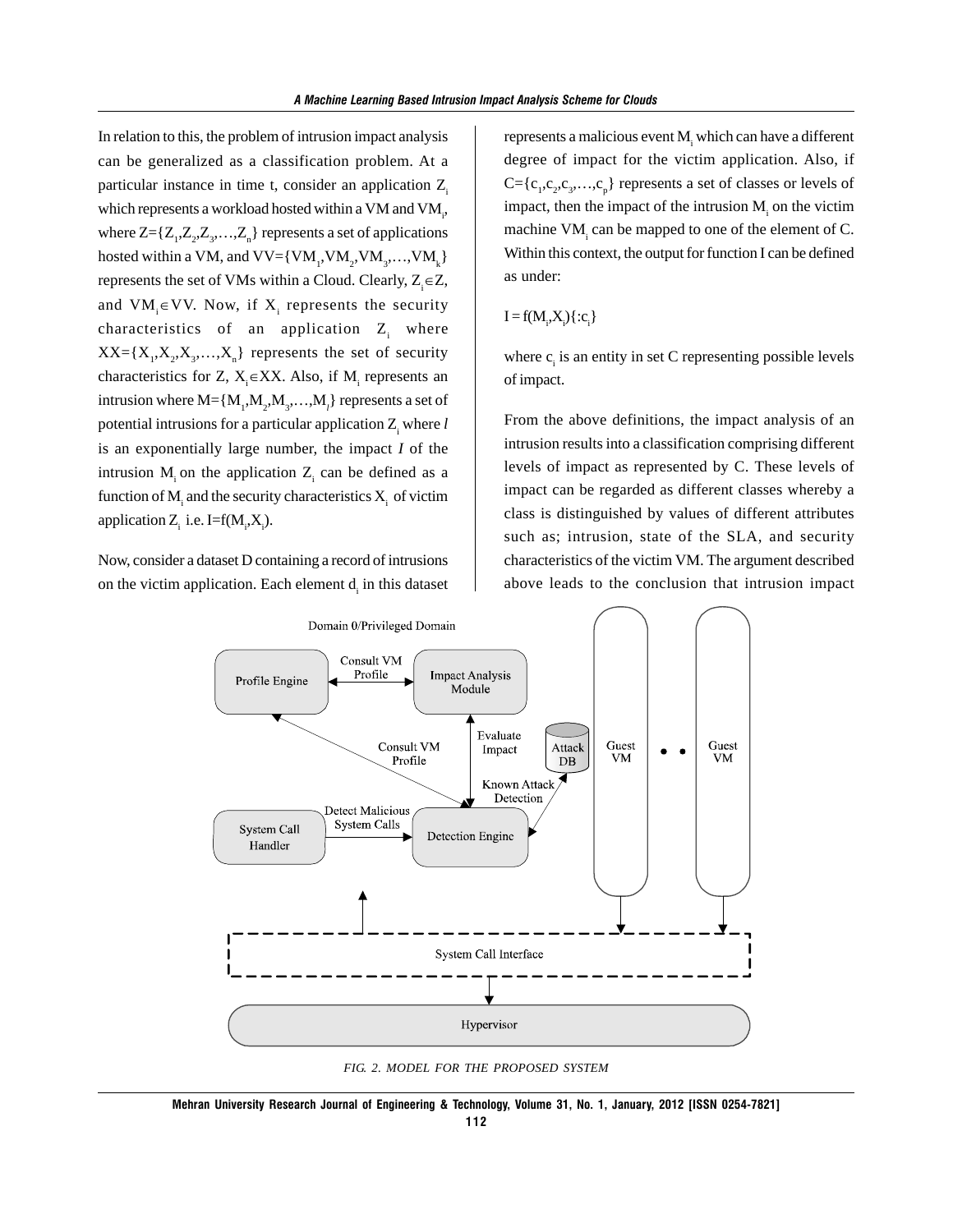In relation to this, the problem of intrusion impact analysis can be generalized as a classification problem. At a particular instance in time t, consider an application $Z_i$ which represents a workload hosted within a VM and $VM_i$, where $Z=\{Z_1,Z_2,Z_3,\ldots,Z_n\}$ represents a set of applications hosted within a VM, and $VV=\{VM_1,VM_2,VM_3,\ldots,VM_k\}$ represents the set of VMs within a Cloud. Clearly, $Z_i \in Z$, and $VM_i \in VV$. Now, if $X_i$ represents the security characteristics of an application $Z_i$ where $XX=\{X_1,X_2,X_3,\ldots,X_n\}$ represents the set of security characteristics for Z, $X_i \in XX$. Also, if $M_i$ represents an intrusion where $M=\{M_1,M_2,M_3,\ldots,M_l\}$ represents a set of potential intrusions for a particular application $Z_i$ where *l* is an exponentially large number, the impact *I* of the intrusion $M_i$ on the application $Z_i$ can be defined as a function of $M_i$ and the security characteristics $X_i$ of victim application $Z_i$ i.e. $I=f(M_i,X_i)$.

Now, consider a dataset D containing a record of intrusions on the victim application. Each element $d_i$ in this dataset represents a malicious event $M_i$ which can have a different degree of impact for the victim application. Also, if $C=\{c_1,c_2,c_3,\ldots,c_p\}$ represents a set of classes or levels of impact, then the impact of the intrusion $M_i$ on the victim machine $VM_i$ can be mapped to one of the element of C. Within this context, the output for function I can be defined as under:

$$I = f(M_i,X_i)\{:c_i\}$$

where $c_i$ is an entity in set C representing possible levels of impact.

From the above definitions, the impact analysis of an intrusion results into a classification comprising different levels of impact as represented by C. These levels of impact can be regarded as different classes whereby a class is distinguished by values of different attributes such as; intrusion, state of the SLA, and security characteristics of the victim VM. The argument described above leads to the conclusion that intrusion impact

*FIG. 2. MODEL FOR THE PROPOSED SYSTEM*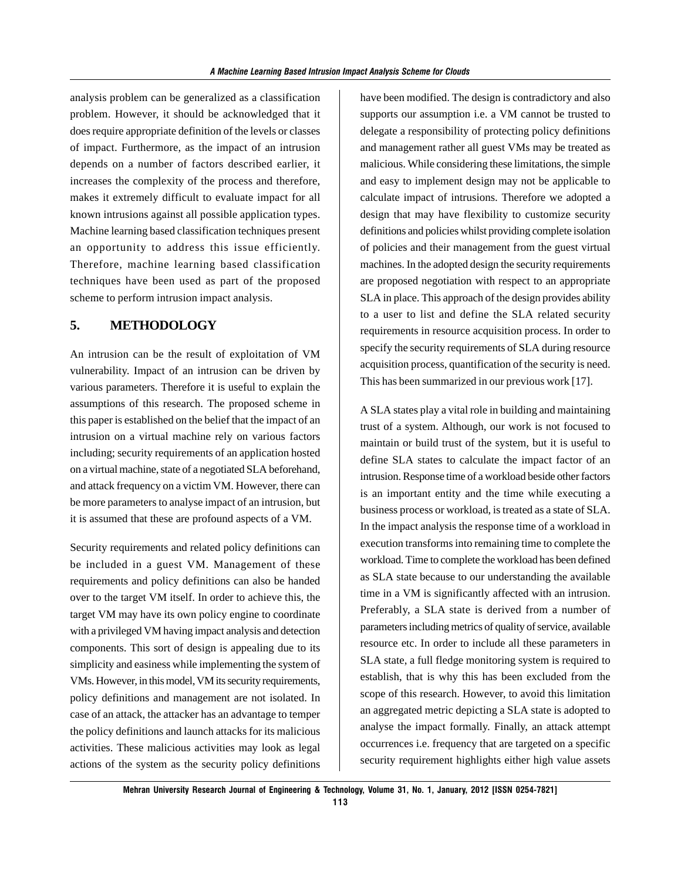analysis problem can be generalized as a classification problem. However, it should be acknowledged that it does require appropriate definition of the levels or classes of impact. Furthermore, as the impact of an intrusion depends on a number of factors described earlier, it increases the complexity of the process and therefore, makes it extremely difficult to evaluate impact for all known intrusions against all possible application types. Machine learning based classification techniques present an opportunity to address this issue efficiently. Therefore, machine learning based classification techniques have been used as part of the proposed scheme to perform intrusion impact analysis.

## 5. METHODOLOGY

An intrusion can be the result of exploitation of VM vulnerability. Impact of an intrusion can be driven by various parameters. Therefore it is useful to explain the assumptions of this research. The proposed scheme in this paper is established on the belief that the impact of an intrusion on a virtual machine rely on various factors including; security requirements of an application hosted on a virtual machine, state of a negotiated SLA beforehand, and attack frequency on a victim VM. However, there can be more parameters to analyse impact of an intrusion, but it is assumed that these are profound aspects of a VM.

Security requirements and related policy definitions can be included in a guest VM. Management of these requirements and policy definitions can also be handed over to the target VM itself. In order to achieve this, the target VM may have its own policy engine to coordinate with a privileged VM having impact analysis and detection components. This sort of design is appealing due to its simplicity and easiness while implementing the system of VMs. However, in this model, VM its security requirements, policy definitions and management are not isolated. In case of an attack, the attacker has an advantage to temper the policy definitions and launch attacks for its malicious activities. These malicious activities may look as legal actions of the system as the security policy definitions have been modified. The design is contradictory and also supports our assumption i.e. a VM cannot be trusted to delegate a responsibility of protecting policy definitions and management rather all guest VMs may be treated as malicious. While considering these limitations, the simple and easy to implement design may not be applicable to calculate impact of intrusions. Therefore we adopted a design that may have flexibility to customize security definitions and policies whilst providing complete isolation of policies and their management from the guest virtual machines. In the adopted design the security requirements are proposed negotiation with respect to an appropriate SLA in place. This approach of the design provides ability to a user to list and define the SLA related security requirements in resource acquisition process. In order to specify the security requirements of SLA during resource acquisition process, quantification of the security is need. This has been summarized in our previous work [17].

A SLA states play a vital role in building and maintaining trust of a system. Although, our work is not focused to maintain or build trust of the system, but it is useful to define SLA states to calculate the impact factor of an intrusion. Response time of a workload beside other factors is an important entity and the time while executing a business process or workload, is treated as a state of SLA. In the impact analysis the response time of a workload in execution transforms into remaining time to complete the workload. Time to complete the workload has been defined as SLA state because to our understanding the available time in a VM is significantly affected with an intrusion. Preferably, a SLA state is derived from a number of parameters including metrics of quality of service, available resource etc. In order to include all these parameters in SLA state, a full fledge monitoring system is required to establish, that is why this has been excluded from the scope of this research. However, to avoid this limitation an aggregated metric depicting a SLA state is adopted to analyse the impact formally. Finally, an attack attempt occurrences i.e. frequency that are targeted on a specific security requirement highlights either high value assets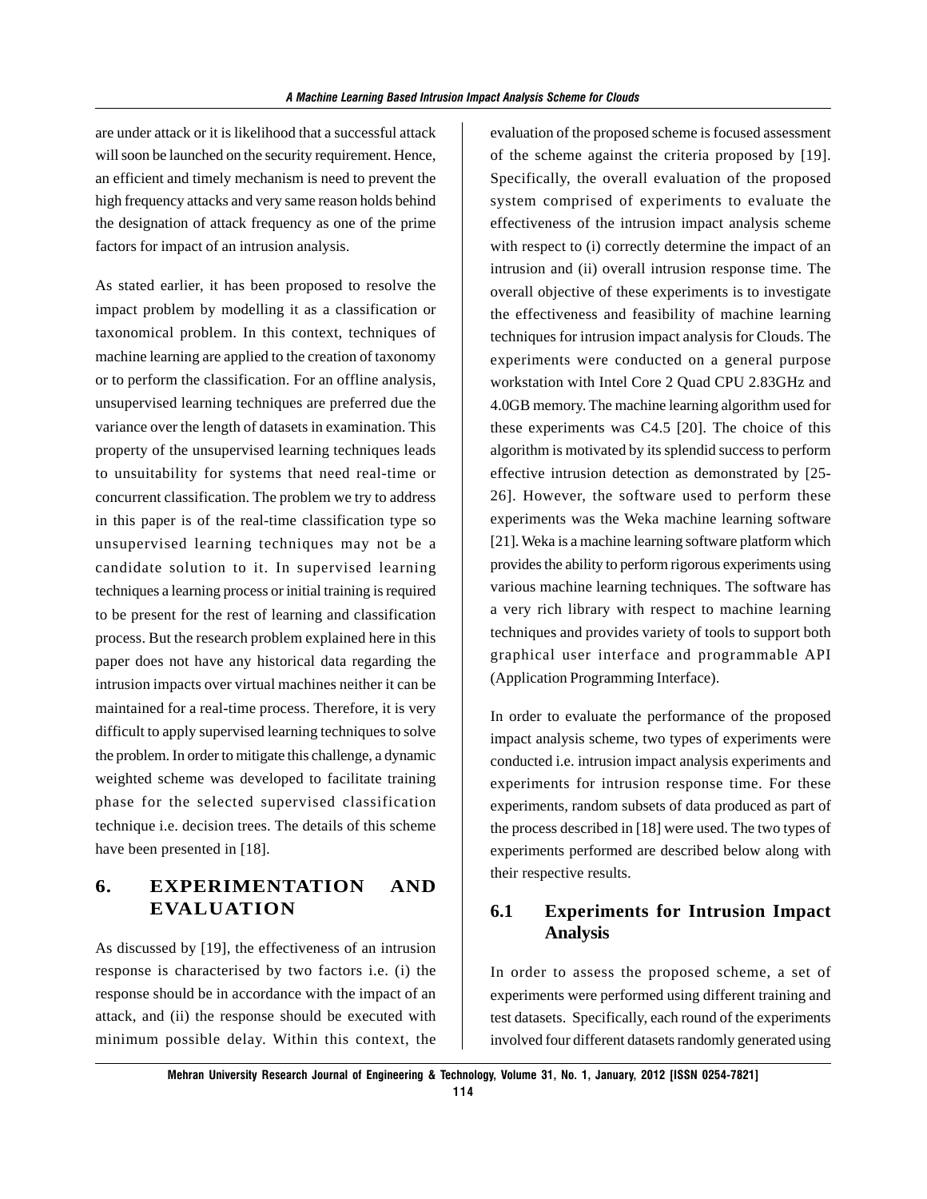are under attack or it is likelihood that a successful attack will soon be launched on the security requirement. Hence, an efficient and timely mechanism is need to prevent the high frequency attacks and very same reason holds behind the designation of attack frequency as one of the prime factors for impact of an intrusion analysis.

As stated earlier, it has been proposed to resolve the impact problem by modelling it as a classification or taxonomical problem. In this context, techniques of machine learning are applied to the creation of taxonomy or to perform the classification. For an offline analysis, unsupervised learning techniques are preferred due the variance over the length of datasets in examination. This property of the unsupervised learning techniques leads to unsuitability for systems that need real-time or concurrent classification. The problem we try to address in this paper is of the real-time classification type so unsupervised learning techniques may not be a candidate solution to it. In supervised learning techniques a learning process or initial training is required to be present for the rest of learning and classification process. But the research problem explained here in this paper does not have any historical data regarding the intrusion impacts over virtual machines neither it can be maintained for a real-time process. Therefore, it is very difficult to apply supervised learning techniques to solve the problem. In order to mitigate this challenge, a dynamic weighted scheme was developed to facilitate training phase for the selected supervised classification technique i.e. decision trees. The details of this scheme have been presented in [18].

## 6. EXPERIMENTATION AND EVALUATION

As discussed by [19], the effectiveness of an intrusion response is characterised by two factors i.e. (i) the response should be in accordance with the impact of an attack, and (ii) the response should be executed with minimum possible delay. Within this context, the evaluation of the proposed scheme is focused assessment of the scheme against the criteria proposed by [19]. Specifically, the overall evaluation of the proposed system comprised of experiments to evaluate the effectiveness of the intrusion impact analysis scheme with respect to (i) correctly determine the impact of an intrusion and (ii) overall intrusion response time. The overall objective of these experiments is to investigate the effectiveness and feasibility of machine learning techniques for intrusion impact analysis for Clouds. The experiments were conducted on a general purpose workstation with Intel Core 2 Quad CPU 2.83GHz and 4.0GB memory. The machine learning algorithm used for these experiments was C4.5 [20]. The choice of this algorithm is motivated by its splendid success to perform effective intrusion detection as demonstrated by [25-26]. However, the software used to perform these experiments was the Weka machine learning software [21]. Weka is a machine learning software platform which provides the ability to perform rigorous experiments using various machine learning techniques. The software has a very rich library with respect to machine learning techniques and provides variety of tools to support both graphical user interface and programmable API (Application Programming Interface).

In order to evaluate the performance of the proposed impact analysis scheme, two types of experiments were conducted i.e. intrusion impact analysis experiments and experiments for intrusion response time. For these experiments, random subsets of data produced as part of the process described in [18] were used. The two types of experiments performed are described below along with their respective results.

### 6.1 Experiments for Intrusion Impact Analysis

In order to assess the proposed scheme, a set of experiments were performed using different training and test datasets. Specifically, each round of the experiments involved four different datasets randomly generated using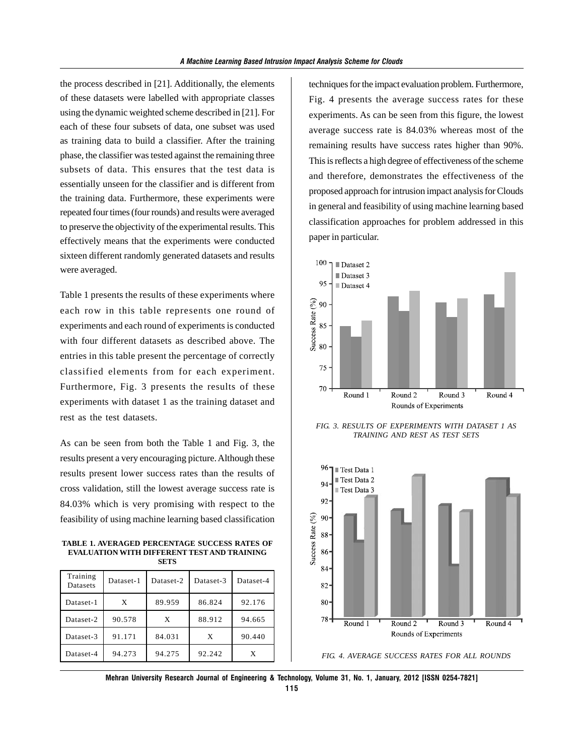the process described in [21]. Additionally, the elements of these datasets were labelled with appropriate classes using the dynamic weighted scheme described in [21]. For each of these four subsets of data, one subset was used as training data to build a classifier. After the training phase, the classifier was tested against the remaining three subsets of data. This ensures that the test data is essentially unseen for the classifier and is different from the training data. Furthermore, these experiments were repeated four times (four rounds) and results were averaged to preserve the objectivity of the experimental results. This effectively means that the experiments were conducted sixteen different randomly generated datasets and results were averaged.

Table 1 presents the results of these experiments where each row in this table represents one round of experiments and each round of experiments is conducted with four different datasets as described above. The entries in this table present the percentage of correctly classified elements from for each experiment. Furthermore, Fig. 3 presents the results of these experiments with dataset 1 as the training dataset and rest as the test datasets.

As can be seen from both the Table 1 and Fig. 3, the results present a very encouraging picture. Although these results present lower success rates than the results of cross validation, still the lowest average success rate is 84.03% which is very promising with respect to the feasibility of using machine learning based classification techniques for the impact evaluation problem. Furthermore, Fig. 4 presents the average success rates for these experiments. As can be seen from this figure, the lowest average success rate is 84.03% whereas most of the remaining results have success rates higher than 90%. This is reflects a high degree of effectiveness of the scheme and therefore, demonstrates the effectiveness of the proposed approach for intrusion impact analysis for Clouds in general and feasibility of using machine learning based classification approaches for problem addressed in this paper in particular.

**TABLE 1. AVERAGED PERCENTAGE SUCCESS RATES OF EVALUATION WITH DIFFERENT TEST AND TRAINING SETS**

| Training Datasets | Dataset-1 | Dataset-2 | Dataset-3 | Dataset-4 |
|---|---|---|---|---|
| Dataset-1 | X | 89.959 | 86.824 | 92.176 |
| Dataset-2 | 90.578 | X | 88.912 | 94.665 |
| Dataset-3 | 91.171 | 84.031 | X | 90.440 |
| Dataset-4 | 94.273 | 94.275 | 92.242 | X |

*FIG. 3. RESULTS OF EXPERIMENTS WITH DATASET 1 AS TRAINING AND REST AS TEST SETS*

*FIG. 4. AVERAGE SUCCESS RATES FOR ALL ROUNDS*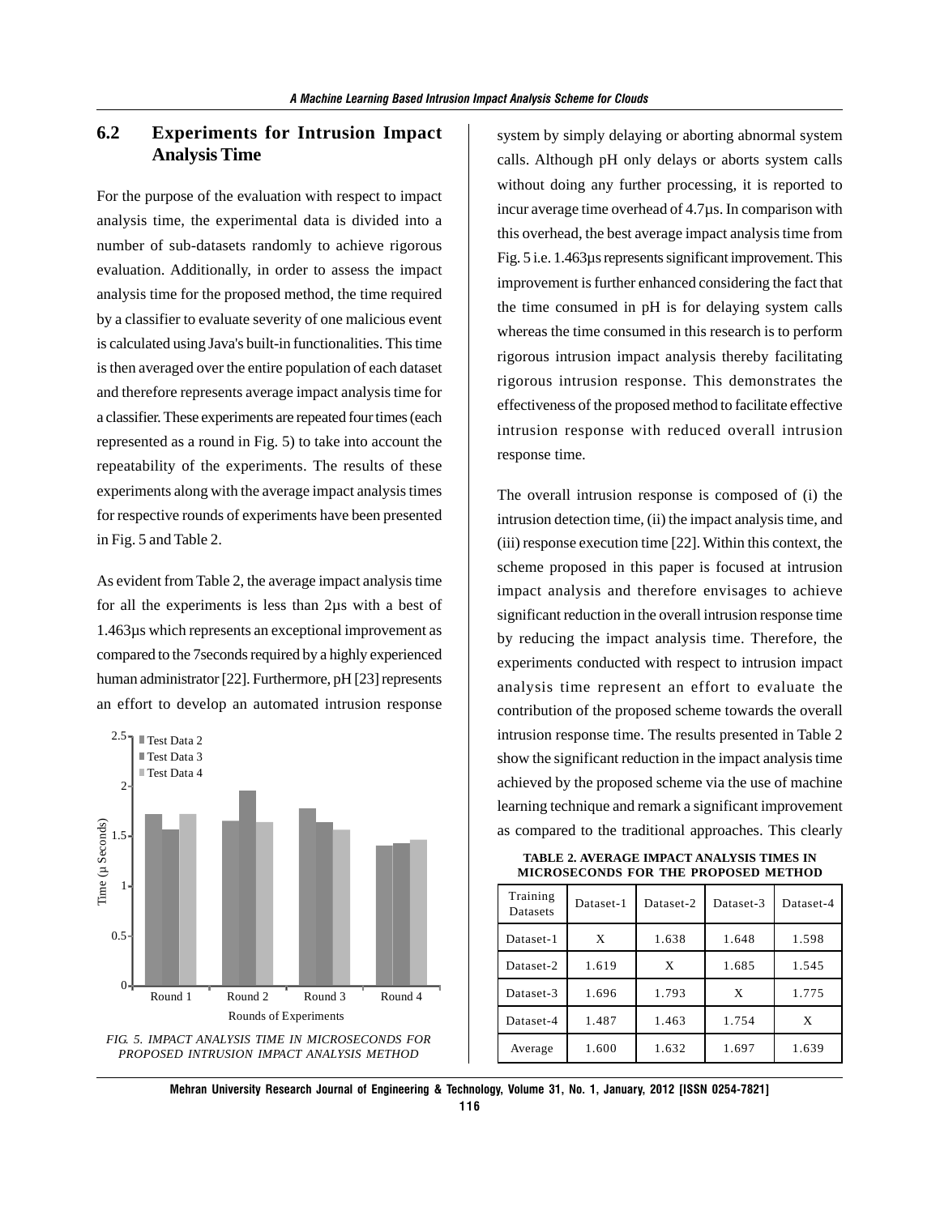## 6.2 Experiments for Intrusion Impact Analysis Time

For the purpose of the evaluation with respect to impact analysis time, the experimental data is divided into a number of sub-datasets randomly to achieve rigorous evaluation. Additionally, in order to assess the impact analysis time for the proposed method, the time required by a classifier to evaluate severity of one malicious event is calculated using Java's built-in functionalities. This time is then averaged over the entire population of each dataset and therefore represents average impact analysis time for a classifier. These experiments are repeated four times (each represented as a round in Fig. 5) to take into account the repeatability of the experiments. The results of these experiments along with the average impact analysis times for respective rounds of experiments have been presented in Fig. 5 and Table 2.

As evident from Table 2, the average impact analysis time for all the experiments is less than 2µs with a best of 1.463µs which represents an exceptional improvement as compared to the 7seconds required by a highly experienced human administrator [22]. Furthermore, pH [23] represents an effort to develop an automated intrusion response system by simply delaying or aborting abnormal system calls. Although pH only delays or aborts system calls without doing any further processing, it is reported to incur average time overhead of 4.7µs. In comparison with this overhead, the best average impact analysis time from Fig. 5 i.e. 1.463µs represents significant improvement. This improvement is further enhanced considering the fact that the time consumed in pH is for delaying system calls whereas the time consumed in this research is to perform rigorous intrusion impact analysis thereby facilitating rigorous intrusion response. This demonstrates the effectiveness of the proposed method to facilitate effective intrusion response with reduced overall intrusion response time.

FIG. 5. IMPACT ANALYSIS TIME IN MICROSECONDS FOR PROPOSED INTRUSION IMPACT ANALYSIS METHOD

The overall intrusion response is composed of (i) the intrusion detection time, (ii) the impact analysis time, and (iii) response execution time [22]. Within this context, the scheme proposed in this paper is focused at intrusion impact analysis and therefore envisages to achieve significant reduction in the overall intrusion response time by reducing the impact analysis time. Therefore, the experiments conducted with respect to intrusion impact analysis time represent an effort to evaluate the contribution of the proposed scheme towards the overall intrusion response time. The results presented in Table 2 show the significant reduction in the impact analysis time achieved by the proposed scheme via the use of machine learning technique and remark a significant improvement as compared to the traditional approaches. This clearly

**TABLE 2. AVERAGE IMPACT ANALYSIS TIMES IN MICROSECONDS FOR THE PROPOSED METHOD**

| Training Datasets | Dataset-1 | Dataset-2 | Dataset-3 | Dataset-4 |
|---|---|---|---|---|
| Dataset-1 | X | 1.638 | 1.648 | 1.598 |
| Dataset-2 | 1.619 | X | 1.685 | 1.545 |
| Dataset-3 | 1.696 | 1.793 | X | 1.775 |
| Dataset-4 | 1.487 | 1.463 | 1.754 | X |
| Average | 1.600 | 1.632 | 1.697 | 1.639 |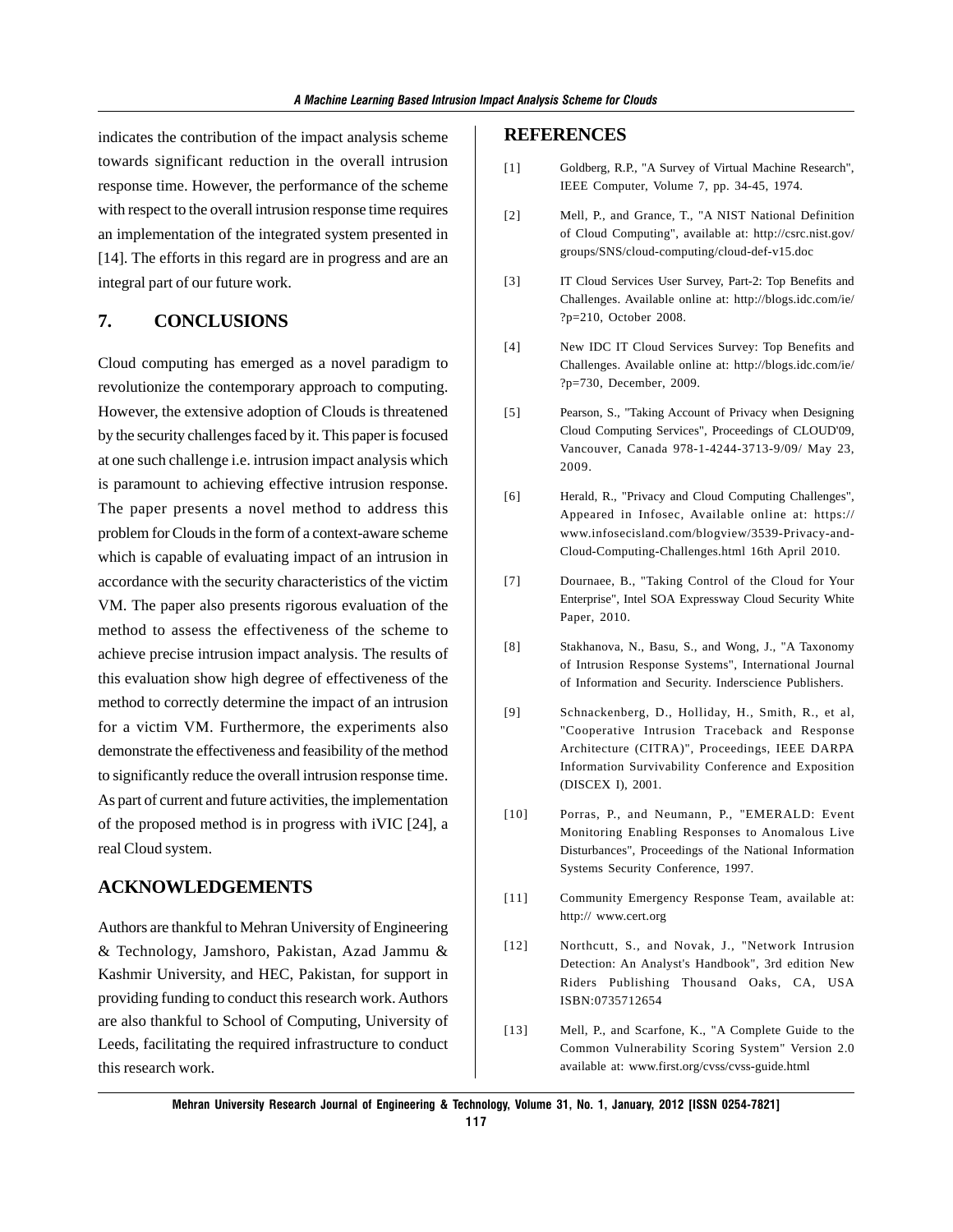indicates the contribution of the impact analysis scheme towards significant reduction in the overall intrusion response time. However, the performance of the scheme with respect to the overall intrusion response time requires an implementation of the integrated system presented in [14]. The efforts in this regard are in progress and are an integral part of our future work.

## 7. CONCLUSIONS

Cloud computing has emerged as a novel paradigm to revolutionize the contemporary approach to computing. However, the extensive adoption of Clouds is threatened by the security challenges faced by it. This paper is focused at one such challenge i.e. intrusion impact analysis which is paramount to achieving effective intrusion response. The paper presents a novel method to address this problem for Clouds in the form of a context-aware scheme which is capable of evaluating impact of an intrusion in accordance with the security characteristics of the victim VM. The paper also presents rigorous evaluation of the method to assess the effectiveness of the scheme to achieve precise intrusion impact analysis. The results of this evaluation show high degree of effectiveness of the method to correctly determine the impact of an intrusion for a victim VM. Furthermore, the experiments also demonstrate the effectiveness and feasibility of the method to significantly reduce the overall intrusion response time. As part of current and future activities, the implementation of the proposed method is in progress with iVIC [24], a real Cloud system.

## ACKNOWLEDGEMENTS

Authors are thankful to Mehran University of Engineering & Technology, Jamshoro, Pakistan, Azad Jammu & Kashmir University, and HEC, Pakistan, for support in providing funding to conduct this research work. Authors are also thankful to School of Computing, University of Leeds, facilitating the required infrastructure to conduct this research work.

## REFERENCES

[1] Goldberg, R.P., "A Survey of Virtual Machine Research", IEEE Computer, Volume 7, pp. 34-45, 1974.

[2] Mell, P., and Grance, T., "A NIST National Definition of Cloud Computing", available at: http://csrc.nist.gov/groups/SNS/cloud-computing/cloud-def-v15.doc

[3] IT Cloud Services User Survey, Part-2: Top Benefits and Challenges. Available online at: http://blogs.idc.com/ie/?p=210, October 2008.

[4] New IDC IT Cloud Services Survey: Top Benefits and Challenges. Available online at: http://blogs.idc.com/ie/?p=730, December, 2009.

[5] Pearson, S., "Taking Account of Privacy when Designing Cloud Computing Services", Proceedings of CLOUD'09, Vancouver, Canada 978-1-4244-3713-9/09/ May 23, 2009.

[6] Herald, R., "Privacy and Cloud Computing Challenges", Appeared in Infosec, Available online at: https://www.infosecisland.com/blogview/3539-Privacy-and-Cloud-Computing-Challenges.html 16th April 2010.

[7] Dournaee, B., "Taking Control of the Cloud for Your Enterprise", Intel SOA Expressway Cloud Security White Paper, 2010.

[8] Stakhanova, N., Basu, S., and Wong, J., "A Taxonomy of Intrusion Response Systems", International Journal of Information and Security. Inderscience Publishers.

[9] Schnackenberg, D., Holliday, H., Smith, R., et al, "Cooperative Intrusion Traceback and Response Architecture (CITRA)", Proceedings, IEEE DARPA Information Survivability Conference and Exposition (DISCEX I), 2001.

[10] Porras, P., and Neumann, P., "EMERALD: Event Monitoring Enabling Responses to Anomalous Live Disturbances", Proceedings of the National Information Systems Security Conference, 1997.

[11] Community Emergency Response Team, available at: http:// www.cert.org

[12] Northcutt, S., and Novak, J., "Network Intrusion Detection: An Analyst's Handbook", 3rd edition New Riders Publishing Thousand Oaks, CA, USA ISBN:0735712654

[13] Mell, P., and Scarfone, K., "A Complete Guide to the Common Vulnerability Scoring System" Version 2.0 available at: www.first.org/cvss/cvss-guide.html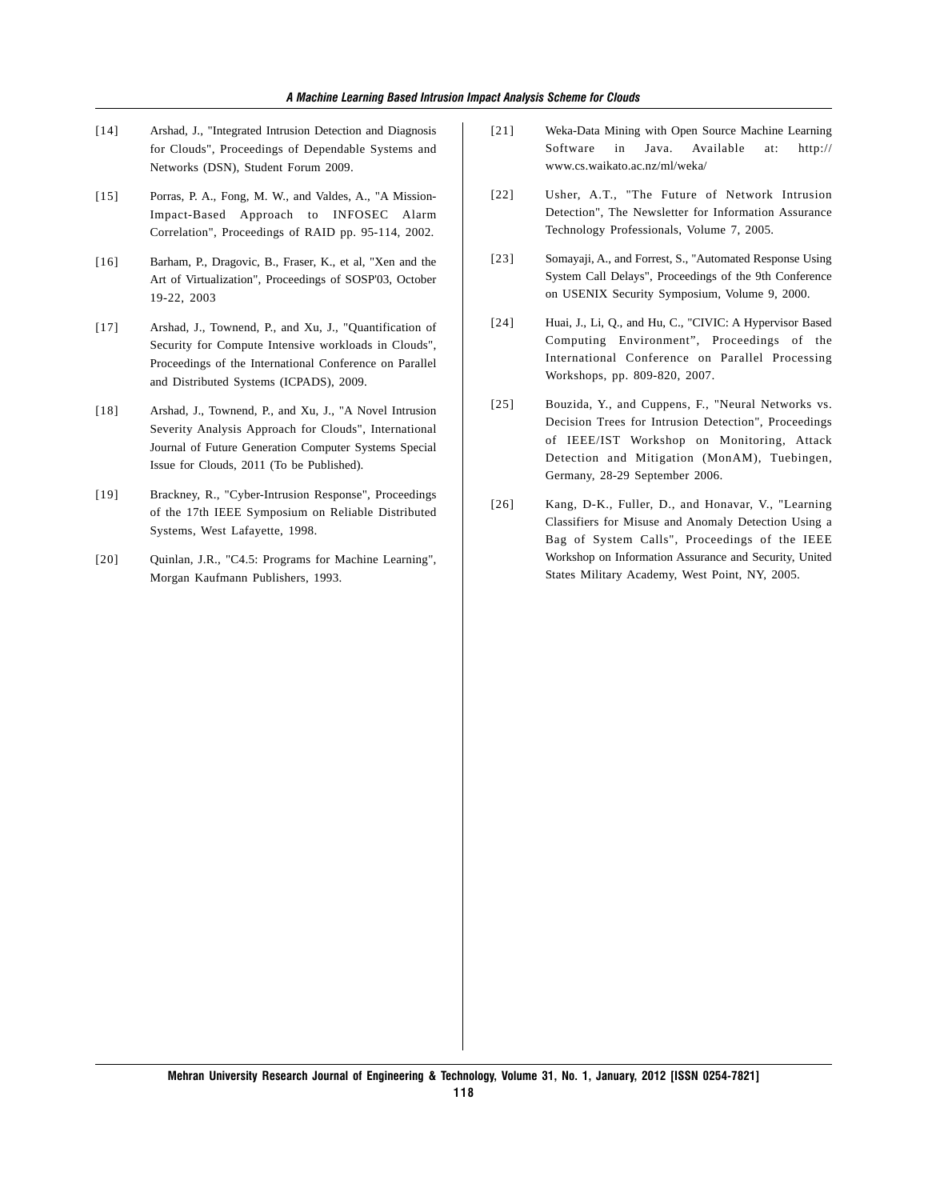[14] Arshad, J., "Integrated Intrusion Detection and Diagnosis for Clouds", Proceedings of Dependable Systems and Networks (DSN), Student Forum 2009.

[15] Porras, P. A., Fong, M. W., and Valdes, A., "A Mission-Impact-Based Approach to INFOSEC Alarm Correlation", Proceedings of RAID pp. 95-114, 2002.

[16] Barham, P., Dragovic, B., Fraser, K., et al, "Xen and the Art of Virtualization", Proceedings of SOSP'03, October 19-22, 2003

[17] Arshad, J., Townend, P., and Xu, J., "Quantification of Security for Compute Intensive workloads in Clouds", Proceedings of the International Conference on Parallel and Distributed Systems (ICPADS), 2009.

[18] Arshad, J., Townend, P., and Xu, J., "A Novel Intrusion Severity Analysis Approach for Clouds", International Journal of Future Generation Computer Systems Special Issue for Clouds, 2011 (To be Published).

[19] Brackney, R., "Cyber-Intrusion Response", Proceedings of the 17th IEEE Symposium on Reliable Distributed Systems, West Lafayette, 1998.

[20] Quinlan, J.R., "C4.5: Programs for Machine Learning", Morgan Kaufmann Publishers, 1993.

[21] Weka-Data Mining with Open Source Machine Learning Software in Java. Available at: http://www.cs.waikato.ac.nz/ml/weka/

[22] Usher, A.T., "The Future of Network Intrusion Detection", The Newsletter for Information Assurance Technology Professionals, Volume 7, 2005.

[23] Somayaji, A., and Forrest, S., "Automated Response Using System Call Delays", Proceedings of the 9th Conference on USENIX Security Symposium, Volume 9, 2000.

[24] Huai, J., Li, Q., and Hu, C., "CIVIC: A Hypervisor Based Computing Environment", Proceedings of the International Conference on Parallel Processing Workshops, pp. 809-820, 2007.

[25] Bouzida, Y., and Cuppens, F., "Neural Networks vs. Decision Trees for Intrusion Detection", Proceedings of IEEE/IST Workshop on Monitoring, Attack Detection and Mitigation (MonAM), Tuebingen, Germany, 28-29 September 2006.

[26] Kang, D-K., Fuller, D., and Honavar, V., "Learning Classifiers for Misuse and Anomaly Detection Using a Bag of System Calls", Proceedings of the IEEE Workshop on Information Assurance and Security, United States Military Academy, West Point, NY, 2005.